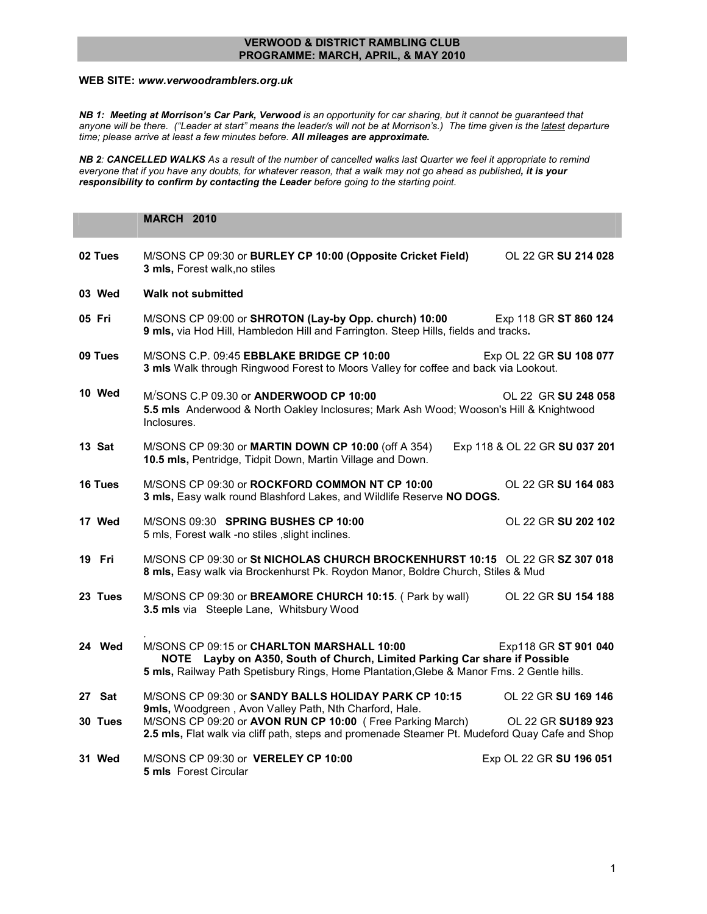# VERWOOD & DISTRICT RAMBLING CLUB
## PROGRAMME: MARCH, APRIL, & MAY 2010

**WEB SITE: *www.verwoodramblers.org.uk***

***NB 1: Meeting at Morrison's Car Park, Verwood** is an opportunity for car sharing, but it cannot be guaranteed that anyone will be there. ("Leader at start" means the leader/s will not be at Morrison's.) The time given is the latest departure time; please arrive at least a few minutes before. **All mileages are approximate.***

***NB 2: CANCELLED WALKS** As a result of the number of cancelled walks last Quarter we feel it appropriate to remind everyone that if you have any doubts, for whatever reason, that a walk may not go ahead as published, **it is your responsibility to confirm by contacting the Leader** before going to the starting point.*

## MARCH 2010

**02 Tues** M/SONS CP 09:30 or **BURLEY CP 10:00 (Opposite Cricket Field)** OL 22 GR **SU 214 028**
**3 mls,** Forest walk,no stiles

**03 Wed** **Walk not submitted**

**05 Fri** M/SONS CP 09:00 or **SHROTON (Lay-by Opp. church) 10:00** Exp 118 GR **ST 860 124**
**9 mls,** via Hod Hill, Hambledon Hill and Farrington. Steep Hills, fields and tracks**.**

**09 Tues** M/SONS C.P. 09:45 **EBBLAKE BRIDGE CP 10:00** Exp OL 22 GR **SU 108 077**
**3 mls** Walk through Ringwood Forest to Moors Valley for coffee and back via Lookout.

**10 Wed** M/SONS C.P 09.30 or **ANDERWOOD CP 10:00** OL 22 GR **SU 248 058**
**5.5 mls** Anderwood & North Oakley Inclosures; Mark Ash Wood; Wooson's Hill & Knightwood Inclosures.

**13 Sat** M/SONS CP 09:30 or **MARTIN DOWN CP 10:00** (off A 354) Exp 118 & OL 22 GR **SU 037 201**
**10.5 mls,** Pentridge, Tidpit Down, Martin Village and Down.

**16 Tues** M/SONS CP 09:30 or **ROCKFORD COMMON NT CP 10:00** OL 22 GR **SU 164 083**
**3 mls,** Easy walk round Blashford Lakes, and Wildlife Reserve **NO DOGS.**

**17 Wed** M/SONS 09:30 **SPRING BUSHES CP 10:00** OL 22 GR **SU 202 102**
5 mls, Forest walk -no stiles ,slight inclines.

**19 Fri** M/SONS CP 09:30 or **St NICHOLAS CHURCH BROCKENHURST 10:15** OL 22 GR **SZ 307 018**
**8 mls,** Easy walk via Brockenhurst Pk. Roydon Manor, Boldre Church, Stiles & Mud

**23 Tues** M/SONS CP 09:30 or **BREAMORE CHURCH 10:15**. ( Park by wall) OL 22 GR **SU 154 188**
**3.5 mls** via Steeple Lane, Whitsbury Wood

**24 Wed** M/SONS CP 09:15 or **CHARLTON MARSHALL 10:00** Exp118 GR **ST 901 040**
**NOTE Layby on A350, South of Church, Limited Parking Car share if Possible**
**5 mls,** Railway Path Spetisbury Rings, Home Plantation,Glebe & Manor Fms. 2 Gentle hills.

**27 Sat** M/SONS CP 09:30 or **SANDY BALLS HOLIDAY PARK CP 10:15** OL 22 GR **SU 169 146**
**9mls,** Woodgreen , Avon Valley Path, Nth Charford, Hale.

**30 Tues** M/SONS CP 09:20 or **AVON RUN CP 10:00** ( Free Parking March) OL 22 GR **SU189 923**
**2.5 mls,** Flat walk via cliff path, steps and promenade Steamer Pt. Mudeford Quay Cafe and Shop

**31 Wed** M/SONS CP 09:30 or **VERELEY CP 10:00** Exp OL 22 GR **SU 196 051**
**5 mls** Forest Circular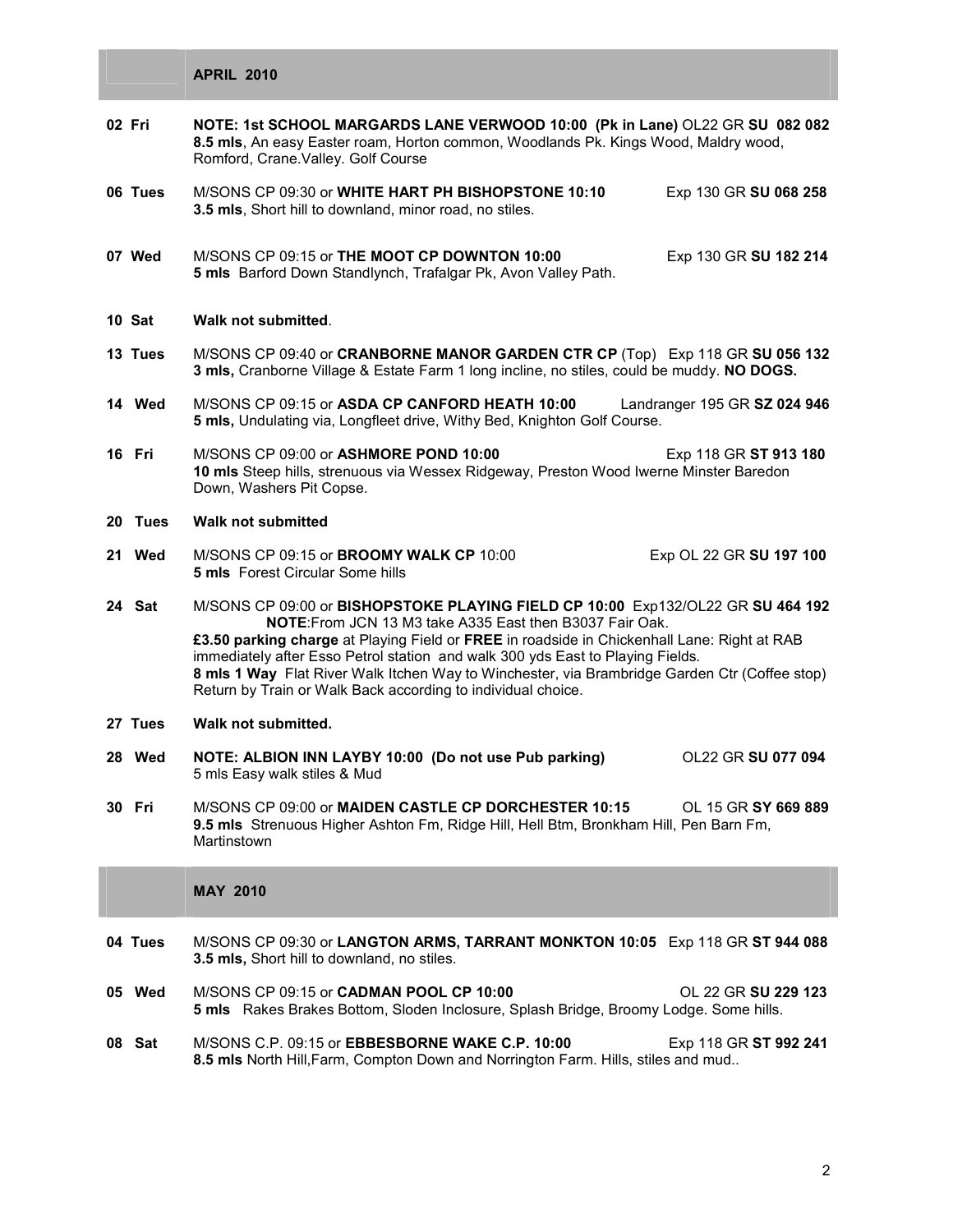## APRIL 2010

**02 Fri** — **NOTE: 1st SCHOOL MARGARDS LANE VERWOOD 10:00 (Pk in Lane)** OL22 GR **SU 082 082**
**8.5 mls**, An easy Easter roam, Horton common, Woodlands Pk. Kings Wood, Maldry wood, Romford, Crane.Valley. Golf Course

**06 Tues** — M/SONS CP 09:30 or **WHITE HART PH BISHOPSTONE 10:10** Exp 130 GR **SU 068 258**
**3.5 mls**, Short hill to downland, minor road, no stiles.

**07 Wed** — M/SONS CP 09:15 or **THE MOOT CP DOWNTON 10:00** Exp 130 GR **SU 182 214**
**5 mls** Barford Down Standlynch, Trafalgar Pk, Avon Valley Path.

**10 Sat** — **Walk not submitted**.

**13 Tues** — M/SONS CP 09:40 or **CRANBORNE MANOR GARDEN CTR CP** (Top) Exp 118 GR **SU 056 132**
**3 mls,** Cranborne Village & Estate Farm 1 long incline, no stiles, could be muddy. **NO DOGS.**

**14 Wed** — M/SONS CP 09:15 or **ASDA CP CANFORD HEATH 10:00** Landranger 195 GR **SZ 024 946**
**5 mls,** Undulating via, Longfleet drive, Withy Bed, Knighton Golf Course.

**16 Fri** — M/SONS CP 09:00 or **ASHMORE POND 10:00** Exp 118 GR **ST 913 180**
**10 mls** Steep hills, strenuous via Wessex Ridgeway, Preston Wood Iwerne Minster Baredon Down, Washers Pit Copse.

**20 Tues** — **Walk not submitted**

**21 Wed** — M/SONS CP 09:15 or **BROOMY WALK CP** 10:00 Exp OL 22 GR **SU 197 100**
**5 mls** Forest Circular Some hills

**24 Sat** — M/SONS CP 09:00 or **BISHOPSTOKE PLAYING FIELD CP 10:00** Exp132/OL22 GR **SU 464 192**
**NOTE**:From JCN 13 M3 take A335 East then B3037 Fair Oak.
**£3.50 parking charge** at Playing Field or **FREE** in roadside in Chickenhall Lane: Right at RAB immediately after Esso Petrol station and walk 300 yds East to Playing Fields.
**8 mls 1 Way** Flat River Walk Itchen Way to Winchester, via Brambridge Garden Ctr (Coffee stop) Return by Train or Walk Back according to individual choice.

**27 Tues** — **Walk not submitted.**

**28 Wed** — **NOTE: ALBION INN LAYBY 10:00 (Do not use Pub parking)** OL22 GR **SU 077 094**
5 mls Easy walk stiles & Mud

**30 Fri** — M/SONS CP 09:00 or **MAIDEN CASTLE CP DORCHESTER 10:15** OL 15 GR **SY 669 889**
**9.5 mls** Strenuous Higher Ashton Fm, Ridge Hill, Hell Btm, Bronkham Hill, Pen Barn Fm, Martinstown

## MAY 2010

**04 Tues** — M/SONS CP 09:30 or **LANGTON ARMS, TARRANT MONKTON 10:05** Exp 118 GR **ST 944 088**
**3.5 mls,** Short hill to downland, no stiles.

**05 Wed** — M/SONS CP 09:15 or **CADMAN POOL CP 10:00** OL 22 GR **SU 229 123**
**5 mls** Rakes Brakes Bottom, Sloden Inclosure, Splash Bridge, Broomy Lodge. Some hills.

**08 Sat** — M/SONS C.P. 09:15 or **EBBESBORNE WAKE C.P. 10:00** Exp 118 GR **ST 992 241**
**8.5 mls** North Hill,Farm, Compton Down and Norrington Farm. Hills, stiles and mud..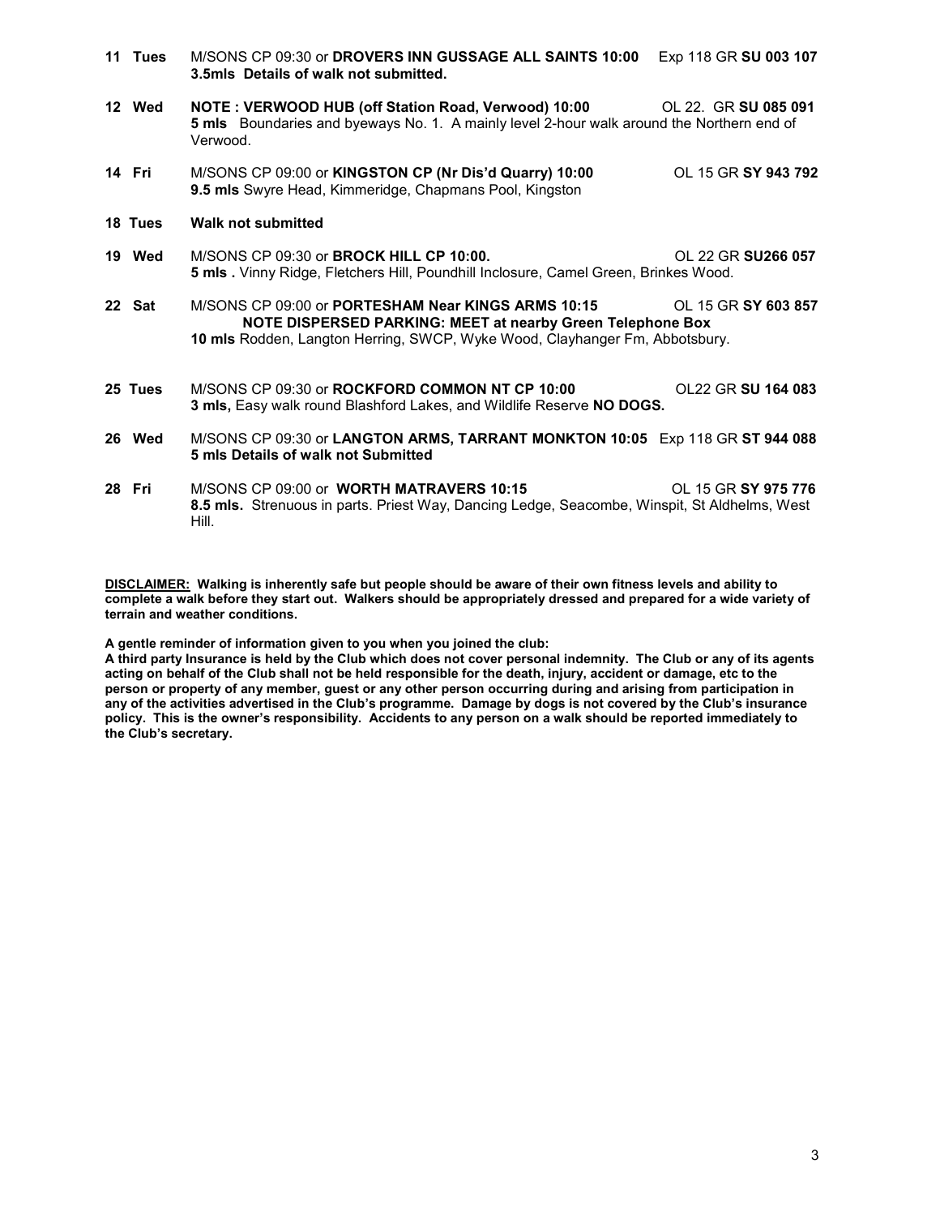**11 Tues** M/SONS CP 09:30 or **DROVERS INN GUSSAGE ALL SAINTS 10:00** Exp 118 GR **SU 003 107**
**3.5mls Details of walk not submitted.**

**12 Wed** **NOTE : VERWOOD HUB (off Station Road, Verwood) 10:00** OL 22. GR **SU 085 091**
**5 mls** Boundaries and byeways No. 1. A mainly level 2-hour walk around the Northern end of Verwood.

**14 Fri** M/SONS CP 09:00 or **KINGSTON CP (Nr Dis'd Quarry) 10:00** OL 15 GR **SY 943 792**
**9.5 mls** Swyre Head, Kimmeridge, Chapmans Pool, Kingston

**18 Tues** **Walk not submitted**

**19 Wed** M/SONS CP 09:30 or **BROCK HILL CP 10:00.** OL 22 GR **SU266 057**
**5 mls .** Vinny Ridge, Fletchers Hill, Poundhill Inclosure, Camel Green, Brinkes Wood.

**22 Sat** M/SONS CP 09:00 or **PORTESHAM Near KINGS ARMS 10:15** OL 15 GR **SY 603 857**
**NOTE DISPERSED PARKING: MEET at nearby Green Telephone Box**
**10 mls** Rodden, Langton Herring, SWCP, Wyke Wood, Clayhanger Fm, Abbotsbury.

**25 Tues** M/SONS CP 09:30 or **ROCKFORD COMMON NT CP 10:00** OL22 GR **SU 164 083**
**3 mls,** Easy walk round Blashford Lakes, and Wildlife Reserve **NO DOGS.**

**26 Wed** M/SONS CP 09:30 or **LANGTON ARMS, TARRANT MONKTON 10:05** Exp 118 GR **ST 944 088**
**5 mls Details of walk not Submitted**

**28 Fri** M/SONS CP 09:00 or **WORTH MATRAVERS 10:15** OL 15 GR **SY 975 776**
**8.5 mls.** Strenuous in parts. Priest Way, Dancing Ledge, Seacombe, Winspit, St Aldhelms, West Hill.

**DISCLAIMER: Walking is inherently safe but people should be aware of their own fitness levels and ability to complete a walk before they start out. Walkers should be appropriately dressed and prepared for a wide variety of terrain and weather conditions.**

**A gentle reminder of information given to you when you joined the club:**
**A third party Insurance is held by the Club which does not cover personal indemnity. The Club or any of its agents acting on behalf of the Club shall not be held responsible for the death, injury, accident or damage, etc to the person or property of any member, guest or any other person occurring during and arising from participation in any of the activities advertised in the Club's programme. Damage by dogs is not covered by the Club's insurance policy. This is the owner's responsibility. Accidents to any person on a walk should be reported immediately to the Club's secretary.**